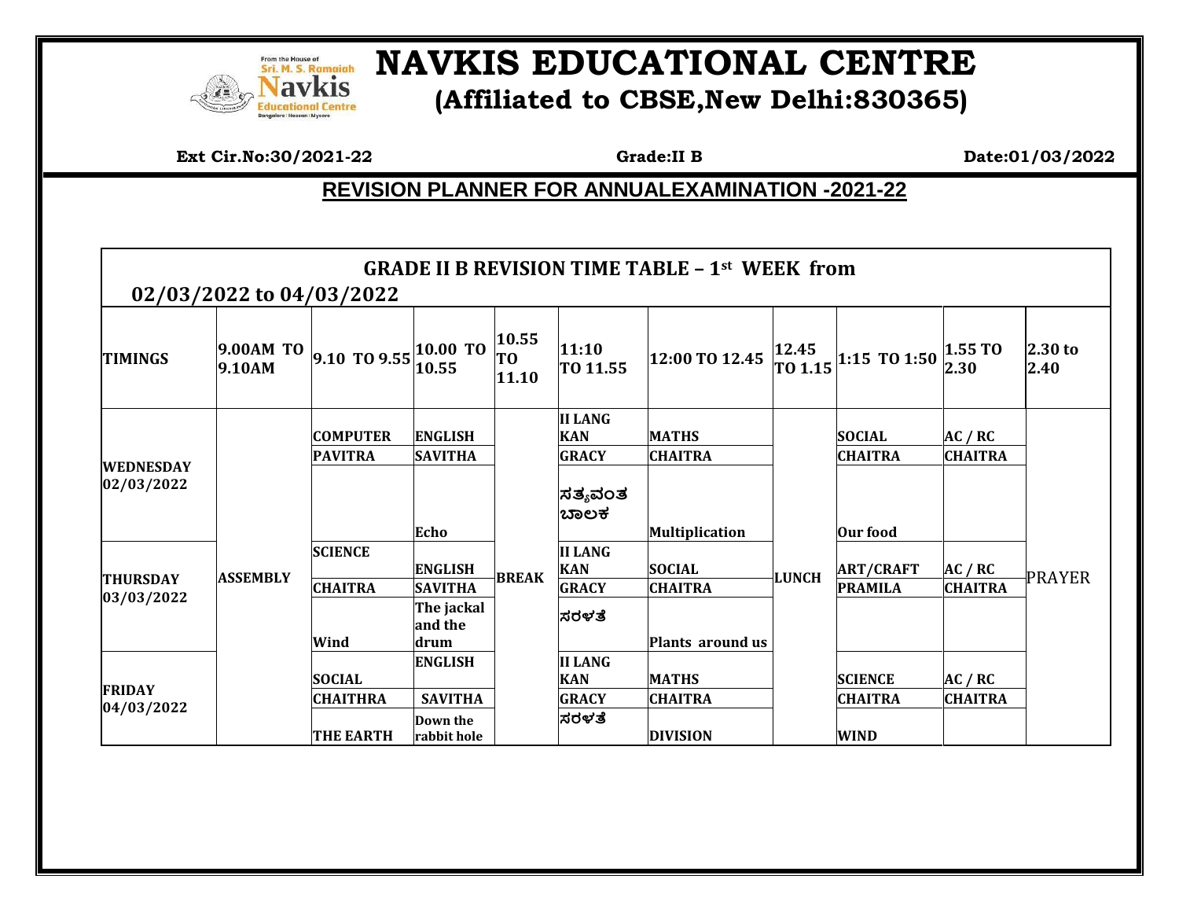# NAVKIS EDUCATIONAL CENTRE

## (Affiliated to CBSE,New Delhi:830365)

**Ext Cir.No:30/2021-22** **Grade:II B** **Date:01/03/2022**

## REVISION PLANNER FOR ANNUALEXAMINATION -2021-22

| GRADE II B REVISION TIME TABLE – 1st WEEK from 02/03/2022 to 04/03/2022 | | | | | | | | | | |
|---|---|---|---|---|---|---|---|---|---|---|
| **TIMINGS** | **9.00AM TO 9.10AM** | **9.10 TO 9.55** | **10.00 TO 10.55** | **10.55 TO 11.10** | **11:10 TO 11.55** | **12:00 TO 12.45** | **12.45 TO 1.15** | **1:15 TO 1:50** | **1.55 TO 2.30** | **2.30 to 2.40** |
| **WEDNESDAY 02/03/2022** | **ASSEMBLY** | **COMPUTER** | **ENGLISH** | **BREAK** | **II LANG KAN** | **MATHS** | **LUNCH** | **SOCIAL** | **AC / RC** | PRAYER |
| | | **PAVITRA** | **SAVITHA** | | **GRACY** | **CHAITRA** | | **CHAITRA** | **CHAITRA** | |
| | | | **Echo** | | **ಸತ್ಯವಂತ ಬಾಲಕ** | **Multiplication** | | **Our food** | | |
| **THURSDAY 03/03/2022** | | **SCIENCE** | **ENGLISH** | | **II LANG KAN** | **SOCIAL** | | **ART/CRAFT** | **AC / RC** | |
| | | **CHAITRA** | **SAVITHA** | | **GRACY** | **CHAITRA** | | **PRAMILA** | **CHAITRA** | |
| | | **Wind** | **The jackal and the drum** | | **ಸರಳತೆ** | **Plants around us** | | | | |
| **FRIDAY 04/03/2022** | | **SOCIAL** | **ENGLISH** | | **II LANG KAN** | **MATHS** | | **SCIENCE** | **AC / RC** | |
| | | **CHAITHRA** | **SAVITHA** | | **GRACY** | **CHAITRA** | | **CHAITRA** | **CHAITRA** | |
| | | **THE EARTH** | **Down the rabbit hole** | | **ಸರಳತೆ** | **DIVISION** | | **WIND** | | |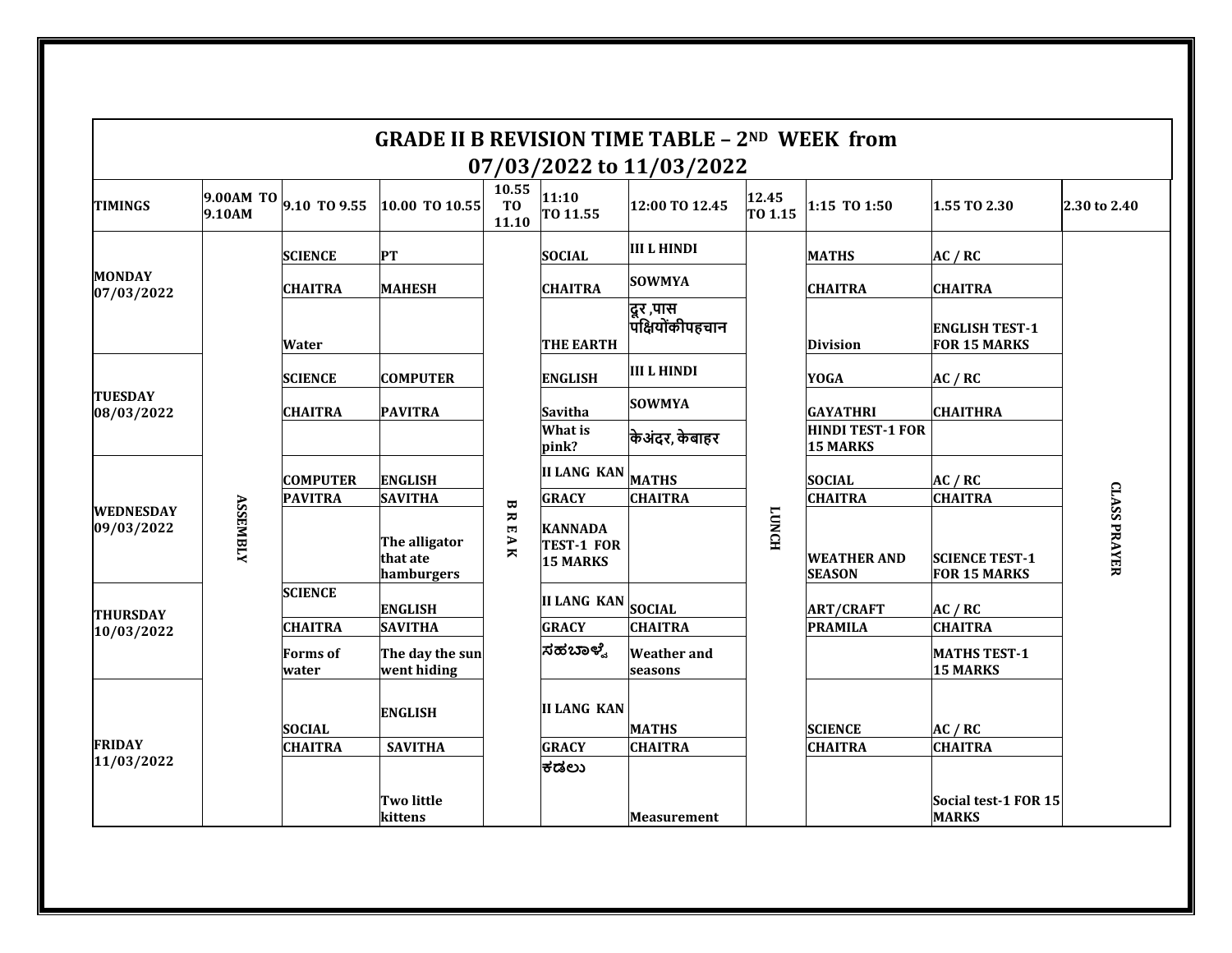# GRADE II B REVISION TIME TABLE – 2ND WEEK from 07/03/2022 to 11/03/2022

| TIMINGS | 9.00AM TO 9.10AM | 9.10 TO 9.55 | 10.00 TO 10.55 | 10.55 TO 11.10 | 11:10 TO 11.55 | 12:00 TO 12.45 | 12.45 TO 1.15 | 1:15 TO 1:50 | 1.55 TO 2.30 | 2.30 to 2.40 |
|---|---|---|---|---|---|---|---|---|---|---|
| MONDAY 07/03/2022 | ASSEMBLY | SCIENCE | PT | BREAK | SOCIAL | III L HINDI | LUNCH | MATHS | AC / RC | CLASS PRAYER |
| | | CHAITRA | MAHESH | | CHAITRA | SOWMYA | | CHAITRA | CHAITRA | |
| | | Water | | | THE EARTH | दूर ,पास पक्षियोंकीपहचान | | Division | ENGLISH TEST-1 FOR 15 MARKS | |
| TUESDAY 08/03/2022 | | SCIENCE | COMPUTER | | ENGLISH | III L HINDI | | YOGA | AC / RC | |
| | | CHAITRA | PAVITRA | | Savitha | SOWMYA | | GAYATHRI | CHAITHRA | |
| | | | | | What is pink? | केअंदर, केबाहर | | HINDI TEST-1 FOR 15 MARKS | | |
| WEDNESDAY 09/03/2022 | | COMPUTER | ENGLISH | | II LANG KAN | MATHS | | SOCIAL | AC / RC | |
| | | PAVITRA | SAVITHA | | GRACY | CHAITRA | | CHAITRA | CHAITRA | |
| | | | The alligator that ate hamburgers | | KANNADA TEST-1 FOR 15 MARKS | | | WEATHER AND SEASON | SCIENCE TEST-1 FOR 15 MARKS | |
| THURSDAY 10/03/2022 | | SCIENCE | ENGLISH | | II LANG KAN | SOCIAL | | ART/CRAFT | AC / RC | |
| | | CHAITRA | SAVITHA | | GRACY | CHAITRA | | PRAMILA | CHAITRA | |
| | | Forms of water | The day the sun went hiding | | ಸಹಬಾಳ್ವೆ | Weather and seasons | | | MATHS TEST-1 15 MARKS | |
| FRIDAY 11/03/2022 | | SOCIAL | ENGLISH | | II LANG KAN | MATHS | | SCIENCE | AC / RC | |
| | | CHAITRA | SAVITHA | | GRACY | CHAITRA | | CHAITRA | CHAITRA | |
| | | | Two little kittens | | ಕಡಲು | Measurement | | | Social test-1 FOR 15 MARKS | |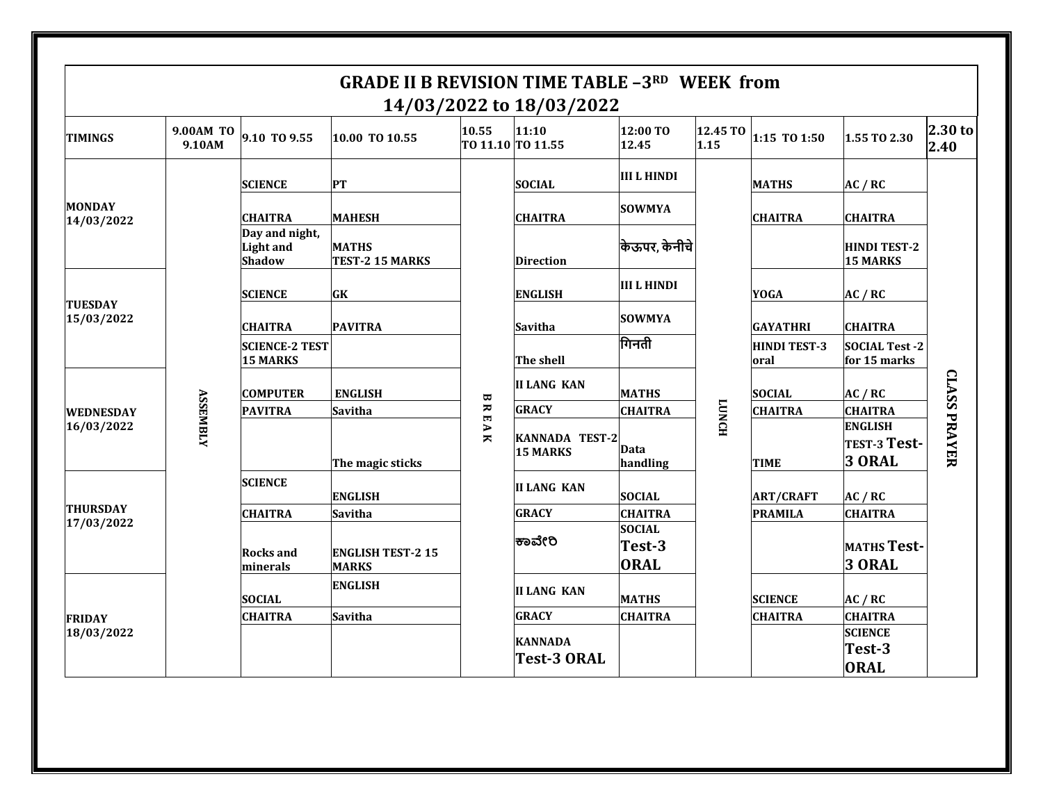# GRADE II B REVISION TIME TABLE –3RD WEEK from 14/03/2022 to 18/03/2022

| TIMINGS | 9.00AM TO 9.10AM | 9.10 TO 9.55 | 10.00 TO 10.55 | 10.55 TO 11.10 | 11:10 TO 11.55 | 12:00 TO 12.45 | 12.45 TO 1.15 | 1:15 TO 1:50 | 1.55 TO 2.30 | 2.30 to 2.40 |
|---|---|---|---|---|---|---|---|---|---|---|
| MONDAY 14/03/2022 | ASSEMBLY | SCIENCE | PT | BREAK | SOCIAL | III L HINDI | LUNCH | MATHS | AC / RC | CLASS PRAYER |
| | | CHAITRA | MAHESH | | CHAITRA | SOWMYA | | CHAITRA | CHAITRA | |
| | | Day and night, Light and Shadow | MATHS TEST-2 15 MARKS | | Direction | केऊपर, केनीचे | | | HINDI TEST-2 15 MARKS | |
| TUESDAY 15/03/2022 | | SCIENCE | GK | | ENGLISH | III L HINDI | | YOGA | AC / RC | |
| | | CHAITRA | PAVITRA | | Savitha | SOWMYA | | GAYATHRI | CHAITRA | |
| | | SCIENCE-2 TEST 15 MARKS | | | The shell | गिनती | | HINDI TEST-3 oral | SOCIAL Test -2 for 15 marks | |
| WEDNESDAY 16/03/2022 | | COMPUTER | ENGLISH | | II LANG KAN | MATHS | | SOCIAL | AC / RC | |
| | | PAVITRA | Savitha | | GRACY | CHAITRA | | CHAITRA | CHAITRA | |
| | | | The magic sticks | | KANNADA TEST-2 15 MARKS | Data handling | | TIME | ENGLISH TEST-3 Test-3 ORAL | |
| THURSDAY 17/03/2022 | | SCIENCE | ENGLISH | | II LANG KAN | SOCIAL | | ART/CRAFT | AC / RC | |
| | | CHAITRA | Savitha | | GRACY | CHAITRA | | PRAMILA | CHAITRA | |
| | | Rocks and minerals | ENGLISH TEST-2 15 MARKS | | ಕಾವೇರಿ | SOCIAL Test-3 ORAL | | | MATHS Test-3 ORAL | |
| FRIDAY 18/03/2022 | | SOCIAL | ENGLISH | | II LANG KAN | MATHS | | SCIENCE | AC / RC | |
| | | CHAITRA | Savitha | | GRACY | CHAITRA | | CHAITRA | CHAITRA | |
| | | | | | KANNADA Test-3 ORAL | | | | SCIENCE Test-3 ORAL | |